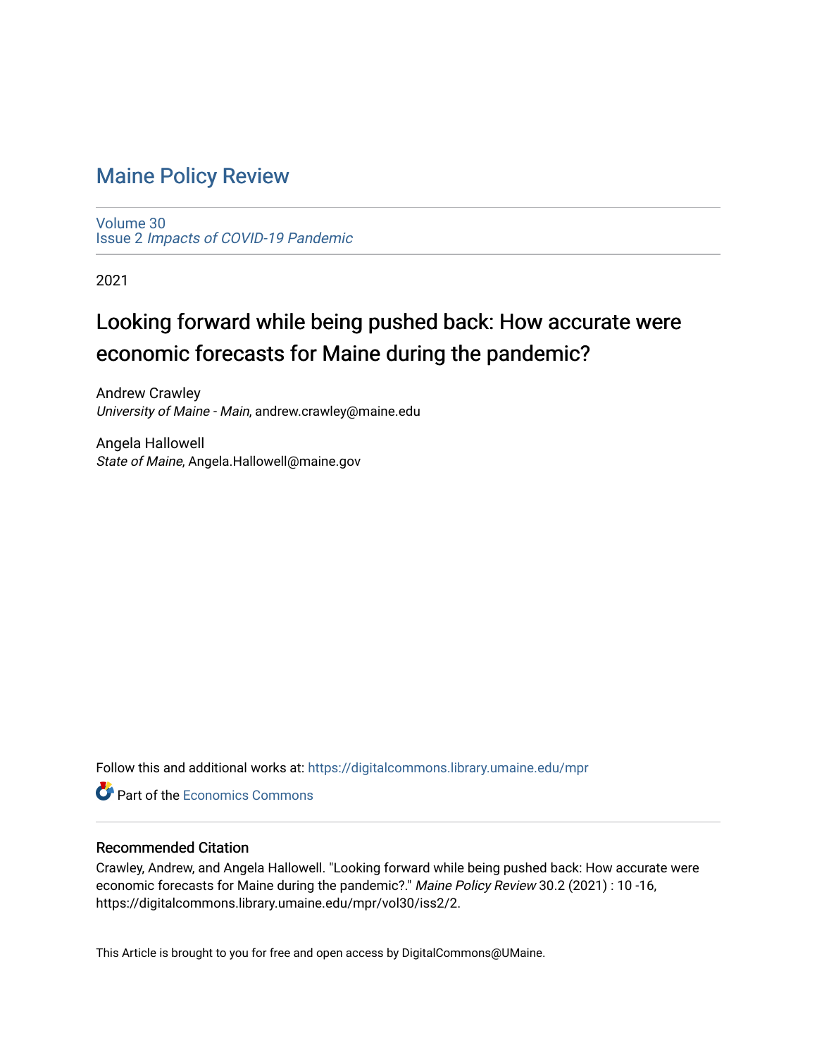# Maine Policy Review

Volume 30
Issue 2 *Impacts of COVID-19 Pandemic*

2021

## Looking forward while being pushed back: How accurate were economic forecasts for Maine during the pandemic?

Andrew Crawley
*University of Maine - Main*, andrew.crawley@maine.edu

Angela Hallowell
*State of Maine*, Angela.Hallowell@maine.gov

Follow this and additional works at: https://digitalcommons.library.umaine.edu/mpr

Part of the Economics Commons

### Recommended Citation

Crawley, Andrew, and Angela Hallowell. "Looking forward while being pushed back: How accurate were economic forecasts for Maine during the pandemic?." *Maine Policy Review* 30.2 (2021) : 10 -16, https://digitalcommons.library.umaine.edu/mpr/vol30/iss2/2.

This Article is brought to you for free and open access by DigitalCommons@UMaine.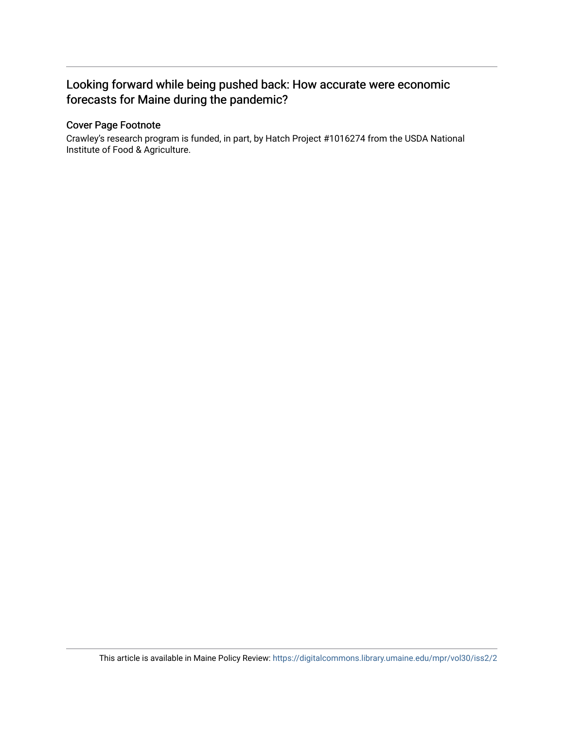## Looking forward while being pushed back: How accurate were economic forecasts for Maine during the pandemic?

### Cover Page Footnote

Crawley's research program is funded, in part, by Hatch Project #1016274 from the USDA National Institute of Food & Agriculture.

This article is available in Maine Policy Review: https://digitalcommons.library.umaine.edu/mpr/vol30/iss2/2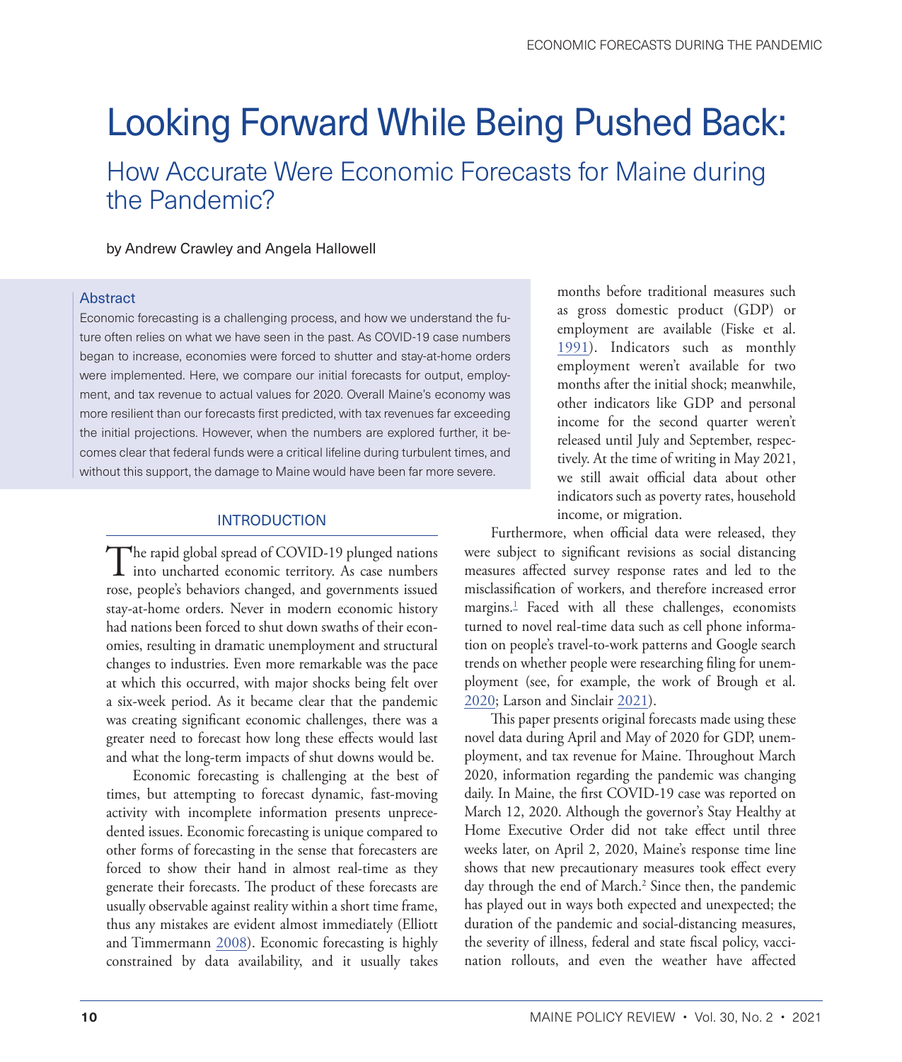# Looking Forward While Being Pushed Back:

## How Accurate Were Economic Forecasts for Maine during the Pandemic?

by Andrew Crawley and Angela Hallowell

### Abstract

Economic forecasting is a challenging process, and how we understand the future often relies on what we have seen in the past. As COVID-19 case numbers began to increase, economies were forced to shutter and stay-at-home orders were implemented. Here, we compare our initial forecasts for output, employment, and tax revenue to actual values for 2020. Overall Maine's economy was more resilient than our forecasts first predicted, with tax revenues far exceeding the initial projections. However, when the numbers are explored further, it becomes clear that federal funds were a critical lifeline during turbulent times, and without this support, the damage to Maine would have been far more severe.

## INTRODUCTION

The rapid global spread of COVID-19 plunged nations into uncharted economic territory. As case numbers rose, people's behaviors changed, and governments issued stay-at-home orders. Never in modern economic history had nations been forced to shut down swaths of their economies, resulting in dramatic unemployment and structural changes to industries. Even more remarkable was the pace at which this occurred, with major shocks being felt over a six-week period. As it became clear that the pandemic was creating significant economic challenges, there was a greater need to forecast how long these effects would last and what the long-term impacts of shut downs would be.

Economic forecasting is challenging at the best of times, but attempting to forecast dynamic, fast-moving activity with incomplete information presents unprecedented issues. Economic forecasting is unique compared to other forms of forecasting in the sense that forecasters are forced to show their hand in almost real-time as they generate their forecasts. The product of these forecasts are usually observable against reality within a short time frame, thus any mistakes are evident almost immediately (Elliott and Timmermann 2008). Economic forecasting is highly constrained by data availability, and it usually takes months before traditional measures such as gross domestic product (GDP) or employment are available (Fiske et al. 1991). Indicators such as monthly employment weren't available for two months after the initial shock; meanwhile, other indicators like GDP and personal income for the second quarter weren't released until July and September, respectively. At the time of writing in May 2021, we still await official data about other indicators such as poverty rates, household income, or migration.

Furthermore, when official data were released, they were subject to significant revisions as social distancing measures affected survey response rates and led to the misclassification of workers, and therefore increased error margins.[1] Faced with all these challenges, economists turned to novel real-time data such as cell phone information on people's travel-to-work patterns and Google search trends on whether people were researching filing for unemployment (see, for example, the work of Brough et al. 2020; Larson and Sinclair 2021).

This paper presents original forecasts made using these novel data during April and May of 2020 for GDP, unemployment, and tax revenue for Maine. Throughout March 2020, information regarding the pandemic was changing daily. In Maine, the first COVID-19 case was reported on March 12, 2020. Although the governor's Stay Healthy at Home Executive Order did not take effect until three weeks later, on April 2, 2020, Maine's response time line shows that new precautionary measures took effect every day through the end of March.[2] Since then, the pandemic has played out in ways both expected and unexpected; the duration of the pandemic and social-distancing measures, the severity of illness, federal and state fiscal policy, vaccination rollouts, and even the weather have affected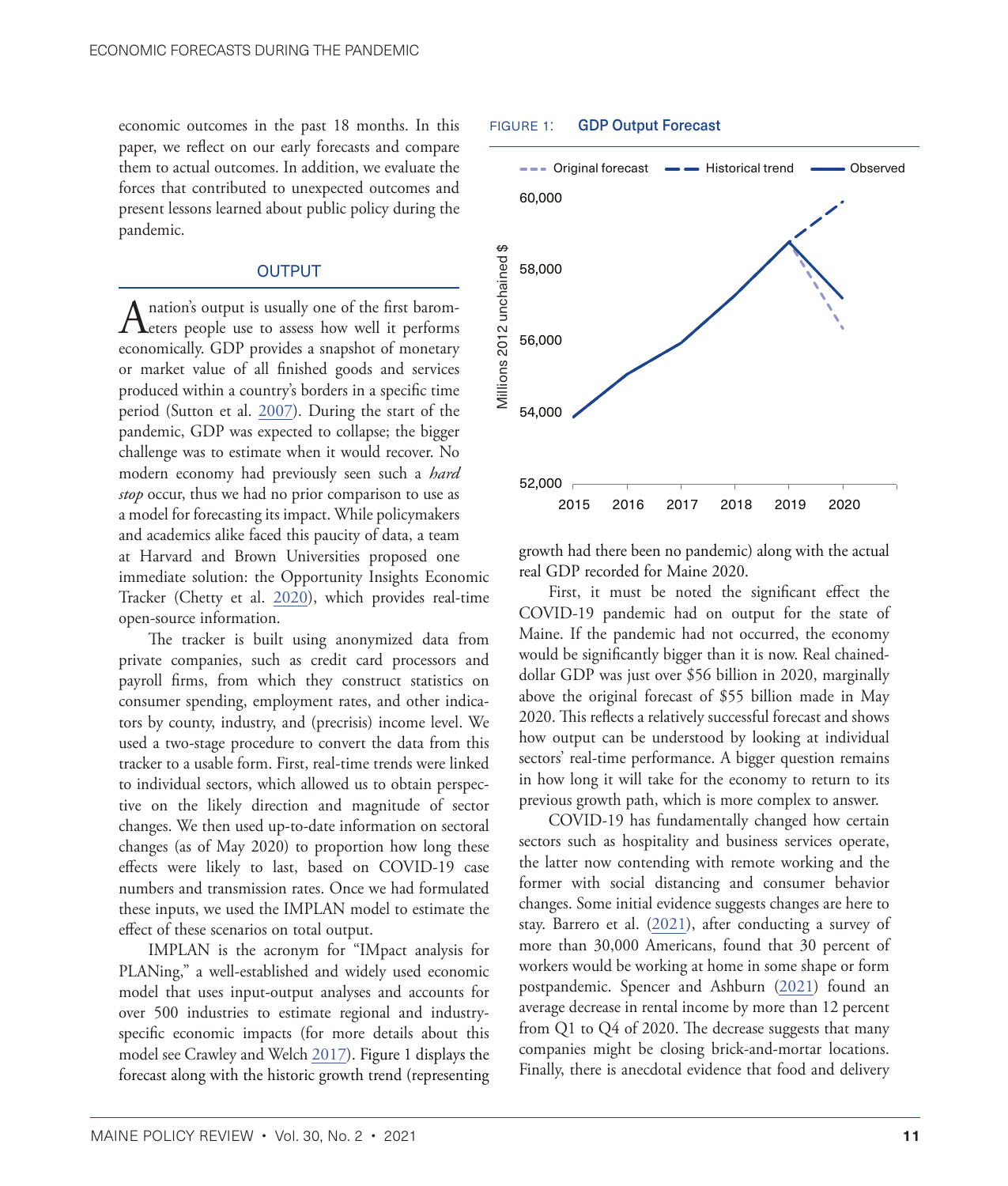economic outcomes in the past 18 months. In this paper, we reflect on our early forecasts and compare them to actual outcomes. In addition, we evaluate the forces that contributed to unexpected outcomes and present lessons learned about public policy during the pandemic.

## OUTPUT

A nation's output is usually one of the first barometers people use to assess how well it performs economically. GDP provides a snapshot of monetary or market value of all finished goods and services produced within a country's borders in a specific time period (Sutton et al. 2007). During the start of the pandemic, GDP was expected to collapse; the bigger challenge was to estimate when it would recover. No modern economy had previously seen such a *hard stop* occur, thus we had no prior comparison to use as a model for forecasting its impact. While policymakers and academics alike faced this paucity of data, a team at Harvard and Brown Universities proposed one immediate solution: the Opportunity Insights Economic Tracker (Chetty et al. 2020), which provides real-time open-source information.

The tracker is built using anonymized data from private companies, such as credit card processors and payroll firms, from which they construct statistics on consumer spending, employment rates, and other indicators by county, industry, and (precrisis) income level. We used a two-stage procedure to convert the data from this tracker to a usable form. First, real-time trends were linked to individual sectors, which allowed us to obtain perspective on the likely direction and magnitude of sector changes. We then used up-to-date information on sectoral changes (as of May 2020) to proportion how long these effects were likely to last, based on COVID-19 case numbers and transmission rates. Once we had formulated these inputs, we used the IMPLAN model to estimate the effect of these scenarios on total output.

IMPLAN is the acronym for "IMpact analysis for PLANing," a well-established and widely used economic model that uses input-output analyses and accounts for over 500 industries to estimate regional and industry-specific economic impacts (for more details about this model see Crawley and Welch 2017). Figure 1 displays the forecast along with the historic growth trend (representing growth had there been no pandemic) along with the actual real GDP recorded for Maine 2020.

FIGURE 1: GDP Output Forecast

| Year | Observed (Millions 2012 unchained $) |
|---|---|
| 2015 | ~53,900 |
| 2016 | ~55,100 |
| 2017 | ~56,000 |
| 2018 | ~57,300 |
| 2019 | ~58,800 |
| 2020 | ~57,200 |

Legend: Original forecast (2020: ~56,400); Historical trend (2020: ~60,000); Observed.

First, it must be noted the significant effect the COVID-19 pandemic had on output for the state of Maine. If the pandemic had not occurred, the economy would be significantly bigger than it is now. Real chained-dollar GDP was just over $56 billion in 2020, marginally above the original forecast of $55 billion made in May 2020. This reflects a relatively successful forecast and shows how output can be understood by looking at individual sectors' real-time performance. A bigger question remains in how long it will take for the economy to return to its previous growth path, which is more complex to answer.

COVID-19 has fundamentally changed how certain sectors such as hospitality and business services operate, the latter now contending with remote working and the former with social distancing and consumer behavior changes. Some initial evidence suggests changes are here to stay. Barrero et al. (2021), after conducting a survey of more than 30,000 Americans, found that 30 percent of workers would be working at home in some shape or form postpandemic. Spencer and Ashburn (2021) found an average decrease in rental income by more than 12 percent from Q1 to Q4 of 2020. The decrease suggests that many companies might be closing brick-and-mortar locations. Finally, there is anecdotal evidence that food and delivery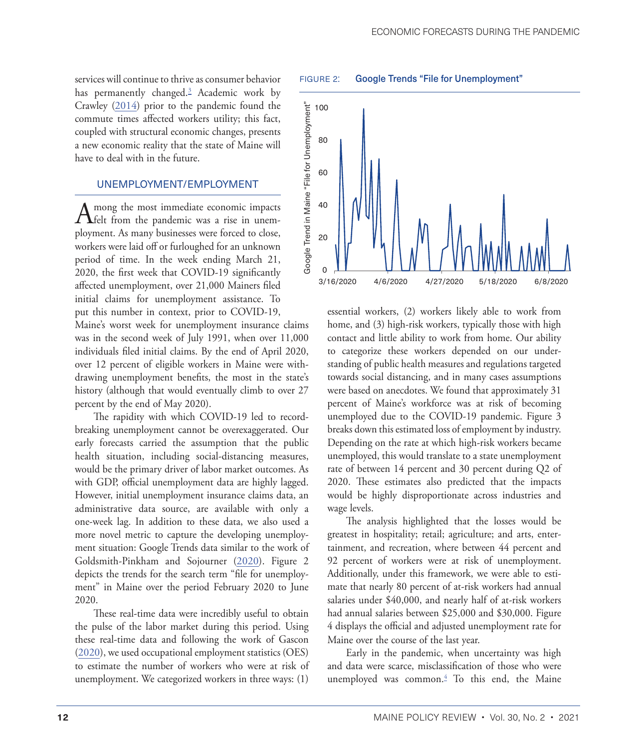services will continue to thrive as consumer behavior has permanently changed.[3] Academic work by Crawley (2014) prior to the pandemic found the commute times affected workers utility; this fact, coupled with structural economic changes, presents a new economic reality that the state of Maine will have to deal with in the future.

## UNEMPLOYMENT/EMPLOYMENT

Among the most immediate economic impacts felt from the pandemic was a rise in unemployment. As many businesses were forced to close, workers were laid off or furloughed for an unknown period of time. In the week ending March 21, 2020, the first week that COVID-19 significantly affected unemployment, over 21,000 Mainers filed initial claims for unemployment assistance. To put this number in context, prior to COVID-19, Maine's worst week for unemployment insurance claims was in the second week of July 1991, when over 11,000 individuals filed initial claims. By the end of April 2020, over 12 percent of eligible workers in Maine were withdrawing unemployment benefits, the most in the state's history (although that would eventually climb to over 27 percent by the end of May 2020).

The rapidity with which COVID-19 led to record-breaking unemployment cannot be overexaggerated. Our early forecasts carried the assumption that the public health situation, including social-distancing measures, would be the primary driver of labor market outcomes. As with GDP, official unemployment data are highly lagged. However, initial unemployment insurance claims data, an administrative data source, are available with only a one-week lag. In addition to these data, we also used a more novel metric to capture the developing unemployment situation: Google Trends data similar to the work of Goldsmith-Pinkham and Sojourner (2020). Figure 2 depicts the trends for the search term "file for unemployment" in Maine over the period February 2020 to June 2020.

FIGURE 2: Google Trends "File for Unemployment"

These real-time data were incredibly useful to obtain the pulse of the labor market during this period. Using these real-time data and following the work of Gascon (2020), we used occupational employment statistics (OES) to estimate the number of workers who were at risk of unemployment. We categorized workers in three ways: (1) essential workers, (2) workers likely able to work from home, and (3) high-risk workers, typically those with high contact and little ability to work from home. Our ability to categorize these workers depended on our understanding of public health measures and regulations targeted towards social distancing, and in many cases assumptions were based on anecdotes. We found that approximately 31 percent of Maine's workforce was at risk of becoming unemployed due to the COVID-19 pandemic. Figure 3 breaks down this estimated loss of employment by industry. Depending on the rate at which high-risk workers became unemployed, this would translate to a state unemployment rate of between 14 percent and 30 percent during Q2 of 2020. These estimates also predicted that the impacts would be highly disproportionate across industries and wage levels.

The analysis highlighted that the losses would be greatest in hospitality; retail; agriculture; and arts, entertainment, and recreation, where between 44 percent and 92 percent of workers were at risk of unemployment. Additionally, under this framework, we were able to estimate that nearly 80 percent of at-risk workers had annual salaries under \$40,000, and nearly half of at-risk workers had annual salaries between \$25,000 and \$30,000. Figure 4 displays the official and adjusted unemployment rate for Maine over the course of the last year.

Early in the pandemic, when uncertainty was high and data were scarce, misclassification of those who were unemployed was common.[4] To this end, the Maine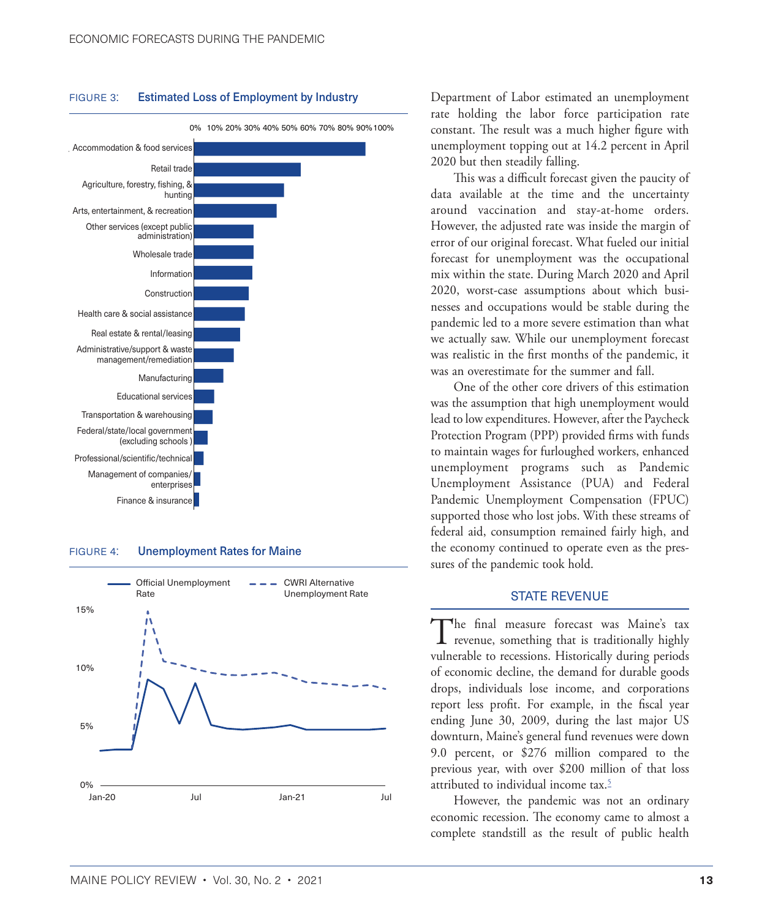FIGURE 3: **Estimated Loss of Employment by Industry**

FIGURE 4: **Unemployment Rates for Maine**

Department of Labor estimated an unemployment rate holding the labor force participation rate constant. The result was a much higher figure with unemployment topping out at 14.2 percent in April 2020 but then steadily falling.

This was a difficult forecast given the paucity of data available at the time and the uncertainty around vaccination and stay-at-home orders. However, the adjusted rate was inside the margin of error of our original forecast. What fueled our initial forecast for unemployment was the occupational mix within the state. During March 2020 and April 2020, worst-case assumptions about which businesses and occupations would be stable during the pandemic led to a more severe estimation than what we actually saw. While our unemployment forecast was realistic in the first months of the pandemic, it was an overestimate for the summer and fall.

One of the other core drivers of this estimation was the assumption that high unemployment would lead to low expenditures. However, after the Paycheck Protection Program (PPP) provided firms with funds to maintain wages for furloughed workers, enhanced unemployment programs such as Pandemic Unemployment Assistance (PUA) and Federal Pandemic Unemployment Compensation (FPUC) supported those who lost jobs. With these streams of federal aid, consumption remained fairly high, and the economy continued to operate even as the pressures of the pandemic took hold.

## STATE REVENUE

The final measure forecast was Maine's tax revenue, something that is traditionally highly vulnerable to recessions. Historically during periods of economic decline, the demand for durable goods drops, individuals lose income, and corporations report less profit. For example, in the fiscal year ending June 30, 2009, during the last major US downturn, Maine's general fund revenues were down 9.0 percent, or $276 million compared to the previous year, with over $200 million of that loss attributed to individual income tax.[5]

However, the pandemic was not an ordinary economic recession. The economy came to almost a complete standstill as the result of public health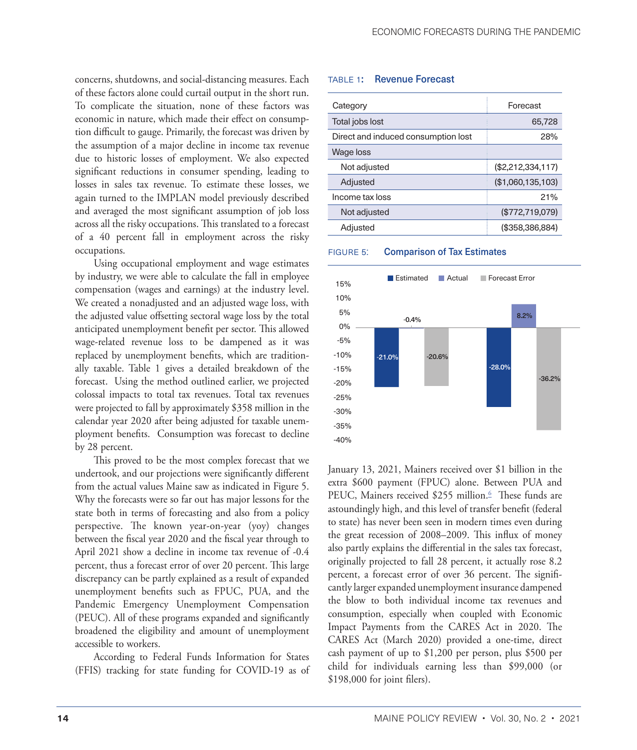concerns, shutdowns, and social-distancing measures. Each of these factors alone could curtail output in the short run. To complicate the situation, none of these factors was economic in nature, which made their effect on consumption difficult to gauge. Primarily, the forecast was driven by the assumption of a major decline in income tax revenue due to historic losses of employment. We also expected significant reductions in consumer spending, leading to losses in sales tax revenue. To estimate these losses, we again turned to the IMPLAN model previously described and averaged the most significant assumption of job loss across all the risky occupations. This translated to a forecast of a 40 percent fall in employment across the risky occupations.

Using occupational employment and wage estimates by industry, we were able to calculate the fall in employee compensation (wages and earnings) at the industry level. We created a nonadjusted and an adjusted wage loss, with the adjusted value offsetting sectoral wage loss by the total anticipated unemployment benefit per sector. This allowed wage-related revenue loss to be dampened as it was replaced by unemployment benefits, which are traditionally taxable. Table 1 gives a detailed breakdown of the forecast. Using the method outlined earlier, we projected colossal impacts to total tax revenues. Total tax revenues were projected to fall by approximately $358 million in the calendar year 2020 after being adjusted for taxable unemployment benefits. Consumption was forecast to decline by 28 percent.

This proved to be the most complex forecast that we undertook, and our projections were significantly different from the actual values Maine saw as indicated in Figure 5. Why the forecasts were so far out has major lessons for the state both in terms of forecasting and also from a policy perspective. The known year-on-year (yoy) changes between the fiscal year 2020 and the fiscal year through to April 2021 show a decline in income tax revenue of -0.4 percent, thus a forecast error of over 20 percent. This large discrepancy can be partly explained as a result of expanded unemployment benefits such as FPUC, PUA, and the Pandemic Emergency Unemployment Compensation (PEUC). All of these programs expanded and significantly broadened the eligibility and amount of unemployment accessible to workers.

According to Federal Funds Information for States (FFIS) tracking for state funding for COVID-19 as of January 13, 2021, Mainers received over $1 billion in the extra $600 payment (FPUC) alone. Between PUA and PEUC, Mainers received $255 million.[6] These funds are astoundingly high, and this level of transfer benefit (federal to state) has never been seen in modern times even during the great recession of 2008–2009. This influx of money also partly explains the differential in the sales tax forecast, originally projected to fall 28 percent, it actually rose 8.2 percent, a forecast error of over 36 percent. The significantly larger expanded unemployment insurance dampened the blow to both individual income tax revenues and consumption, especially when coupled with Economic Impact Payments from the CARES Act in 2020. The CARES Act (March 2020) provided a one-time, direct cash payment of up to $1,200 per person, plus $500 per child for individuals earning less than $99,000 (or $198,000 for joint filers).

TABLE 1: **Revenue Forecast**

| Category | Forecast |
|---|---|
| Total jobs lost | 65,728 |
| Direct and induced consumption lost | 28% |
| Wage loss | |
| Not adjusted | ($2,212,334,117) |
| Adjusted | ($1,060,135,103) |
| Income tax loss | 21% |
| Not adjusted | ($772,719,079) |
| Adjusted | ($358,386,884) |

FIGURE 5: **Comparison of Tax Estimates**

| | Estimated | Actual | Forecast Error |
|---|---|---|---|
| Income tax | -21.0% | -0.4% | -20.6% |
| Sales tax | -28.0% | 8.2% | -36.2% |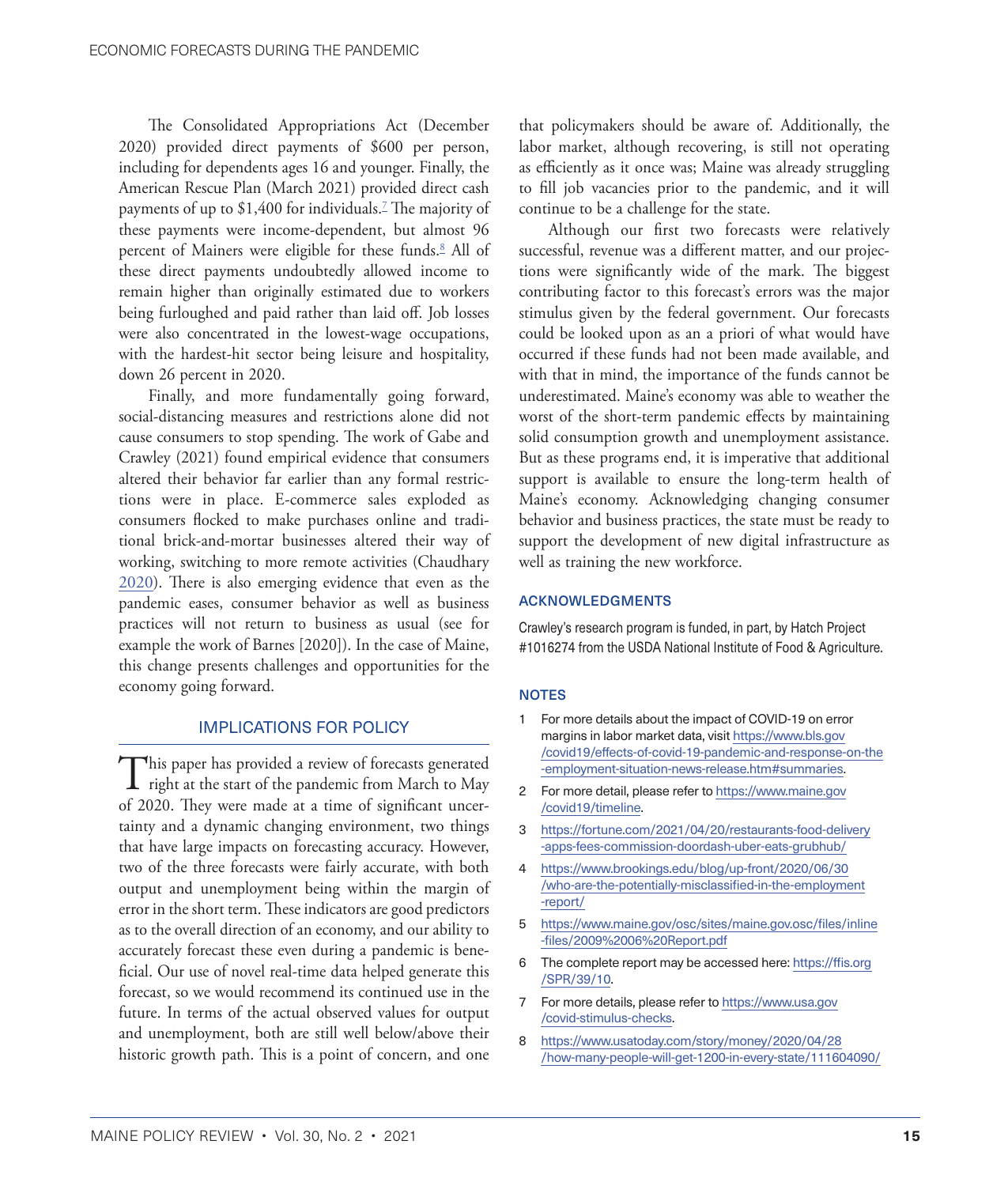The Consolidated Appropriations Act (December 2020) provided direct payments of $600 per person, including for dependents ages 16 and younger. Finally, the American Rescue Plan (March 2021) provided direct cash payments of up to $1,400 for individuals.[7] The majority of these payments were income-dependent, but almost 96 percent of Mainers were eligible for these funds.[8] All of these direct payments undoubtedly allowed income to remain higher than originally estimated due to workers being furloughed and paid rather than laid off. Job losses were also concentrated in the lowest-wage occupations, with the hardest-hit sector being leisure and hospitality, down 26 percent in 2020.

Finally, and more fundamentally going forward, social-distancing measures and restrictions alone did not cause consumers to stop spending. The work of Gabe and Crawley (2021) found empirical evidence that consumers altered their behavior far earlier than any formal restrictions were in place. E-commerce sales exploded as consumers flocked to make purchases online and traditional brick-and-mortar businesses altered their way of working, switching to more remote activities (Chaudhary 2020). There is also emerging evidence that even as the pandemic eases, consumer behavior as well as business practices will not return to business as usual (see for example the work of Barnes [2020]). In the case of Maine, this change presents challenges and opportunities for the economy going forward.

## IMPLICATIONS FOR POLICY

This paper has provided a review of forecasts generated right at the start of the pandemic from March to May of 2020. They were made at a time of significant uncertainty and a dynamic changing environment, two things that have large impacts on forecasting accuracy. However, two of the three forecasts were fairly accurate, with both output and unemployment being within the margin of error in the short term. These indicators are good predictors as to the overall direction of an economy, and our ability to accurately forecast these even during a pandemic is beneficial. Our use of novel real-time data helped generate this forecast, so we would recommend its continued use in the future. In terms of the actual observed values for output and unemployment, both are still well below/above their historic growth path. This is a point of concern, and one that policymakers should be aware of. Additionally, the labor market, although recovering, is still not operating as efficiently as it once was; Maine was already struggling to fill job vacancies prior to the pandemic, and it will continue to be a challenge for the state.

Although our first two forecasts were relatively successful, revenue was a different matter, and our projections were significantly wide of the mark. The biggest contributing factor to this forecast's errors was the major stimulus given by the federal government. Our forecasts could be looked upon as an a priori of what would have occurred if these funds had not been made available, and with that in mind, the importance of the funds cannot be underestimated. Maine's economy was able to weather the worst of the short-term pandemic effects by maintaining solid consumption growth and unemployment assistance. But as these programs end, it is imperative that additional support is available to ensure the long-term health of Maine's economy. Acknowledging changing consumer behavior and business practices, the state must be ready to support the development of new digital infrastructure as well as training the new workforce.

## ACKNOWLEDGMENTS

Crawley's research program is funded, in part, by Hatch Project #1016274 from the USDA National Institute of Food & Agriculture.

## NOTES

1. For more details about the impact of COVID-19 on error margins in labor market data, visit https://www.bls.gov/covid19/effects-of-covid-19-pandemic-and-response-on-the-employment-situation-news-release.htm#summaries.
2. For more detail, please refer to https://www.maine.gov/covid19/timeline.
3. https://fortune.com/2021/04/20/restaurants-food-delivery-apps-fees-commission-doordash-uber-eats-grubhub/
4. https://www.brookings.edu/blog/up-front/2020/06/30/who-are-the-potentially-misclassified-in-the-employment-report/
5. https://www.maine.gov/osc/sites/maine.gov.osc/files/inline-files/2009%2006%20Report.pdf
6. The complete report may be accessed here: https://ffis.org/SPR/39/10.
7. For more details, please refer to https://www.usa.gov/covid-stimulus-checks.
8. https://www.usatoday.com/story/money/2020/04/28/how-many-people-will-get-1200-in-every-state/111604090/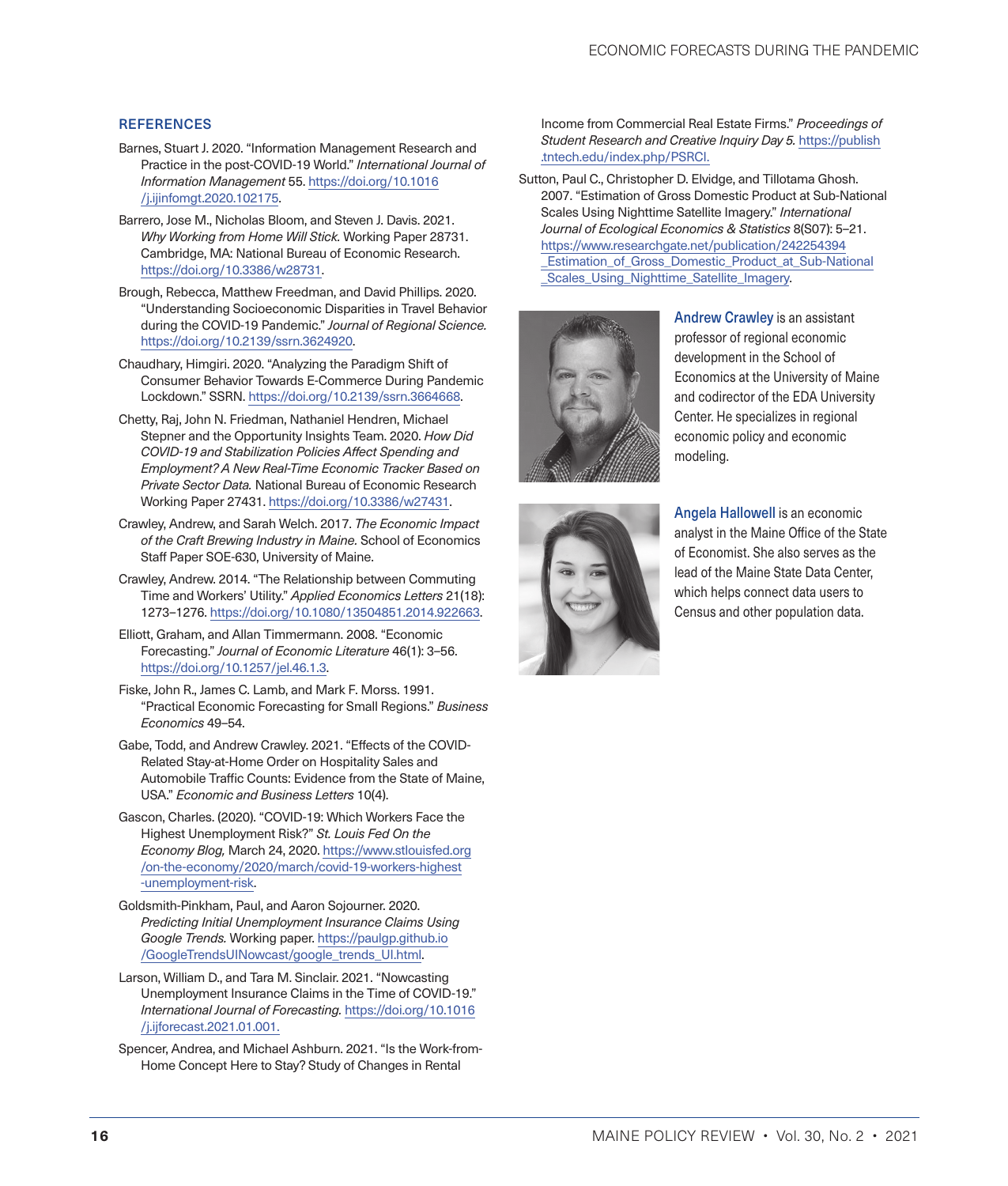## REFERENCES

Barnes, Stuart J. 2020. "Information Management Research and Practice in the post-COVID-19 World." *International Journal of Information Management* 55. https://doi.org/10.1016/j.ijinfomgt.2020.102175.

Barrero, Jose M., Nicholas Bloom, and Steven J. Davis. 2021. *Why Working from Home Will Stick.* Working Paper 28731. Cambridge, MA: National Bureau of Economic Research. https://doi.org/10.3386/w28731.

Brough, Rebecca, Matthew Freedman, and David Phillips. 2020. "Understanding Socioeconomic Disparities in Travel Behavior during the COVID-19 Pandemic." *Journal of Regional Science.* https://doi.org/10.2139/ssrn.3624920.

Chaudhary, Himgiri. 2020. "Analyzing the Paradigm Shift of Consumer Behavior Towards E-Commerce During Pandemic Lockdown." SSRN. https://doi.org/10.2139/ssrn.3664668.

Chetty, Raj, John N. Friedman, Nathaniel Hendren, Michael Stepner and the Opportunity Insights Team. 2020. *How Did COVID-19 and Stabilization Policies Affect Spending and Employment? A New Real-Time Economic Tracker Based on Private Sector Data.* National Bureau of Economic Research Working Paper 27431. https://doi.org/10.3386/w27431.

Crawley, Andrew, and Sarah Welch. 2017. *The Economic Impact of the Craft Brewing Industry in Maine.* School of Economics Staff Paper SOE-630, University of Maine.

Crawley, Andrew. 2014. "The Relationship between Commuting Time and Workers' Utility." *Applied Economics Letters* 21(18): 1273–1276. https://doi.org/10.1080/13504851.2014.922663.

Elliott, Graham, and Allan Timmermann. 2008. "Economic Forecasting." *Journal of Economic Literature* 46(1): 3–56. https://doi.org/10.1257/jel.46.1.3.

Fiske, John R., James C. Lamb, and Mark F. Morss. 1991. "Practical Economic Forecasting for Small Regions." *Business Economics* 49–54.

Gabe, Todd, and Andrew Crawley. 2021. "Effects of the COVID-Related Stay-at-Home Order on Hospitality Sales and Automobile Traffic Counts: Evidence from the State of Maine, USA." *Economic and Business Letters* 10(4).

Gascon, Charles. (2020). "COVID-19: Which Workers Face the Highest Unemployment Risk?" *St. Louis Fed On the Economy Blog,* March 24, 2020. https://www.stlouisfed.org/on-the-economy/2020/march/covid-19-workers-highest-unemployment-risk.

Goldsmith-Pinkham, Paul, and Aaron Sojourner. 2020. *Predicting Initial Unemployment Insurance Claims Using Google Trends.* Working paper. https://paulgp.github.io/GoogleTrendsUINowcast/google_trends_UI.html.

Larson, William D., and Tara M. Sinclair. 2021. "Nowcasting Unemployment Insurance Claims in the Time of COVID-19." *International Journal of Forecasting.* https://doi.org/10.1016/j.ijforecast.2021.01.001.

Spencer, Andrea, and Michael Ashburn. 2021. "Is the Work-from-Home Concept Here to Stay? Study of Changes in Rental Income from Commercial Real Estate Firms." *Proceedings of Student Research and Creative Inquiry Day 5.* https://publish.tntech.edu/index.php/PSRCI.

Sutton, Paul C., Christopher D. Elvidge, and Tillotama Ghosh. 2007. "Estimation of Gross Domestic Product at Sub-National Scales Using Nighttime Satellite Imagery." *International Journal of Ecological Economics & Statistics* 8(S07): 5–21. https://www.researchgate.net/publication/242254394_Estimation_of_Gross_Domestic_Product_at_Sub-National_Scales_Using_Nighttime_Satellite_Imagery.

**Andrew Crawley** is an assistant professor of regional economic development in the School of Economics at the University of Maine and codirector of the EDA University Center. He specializes in regional economic policy and economic modeling.

**Angela Hallowell** is an economic analyst in the Maine Office of the State of Economist. She also serves as the lead of the Maine State Data Center, which helps connect data users to Census and other population data.